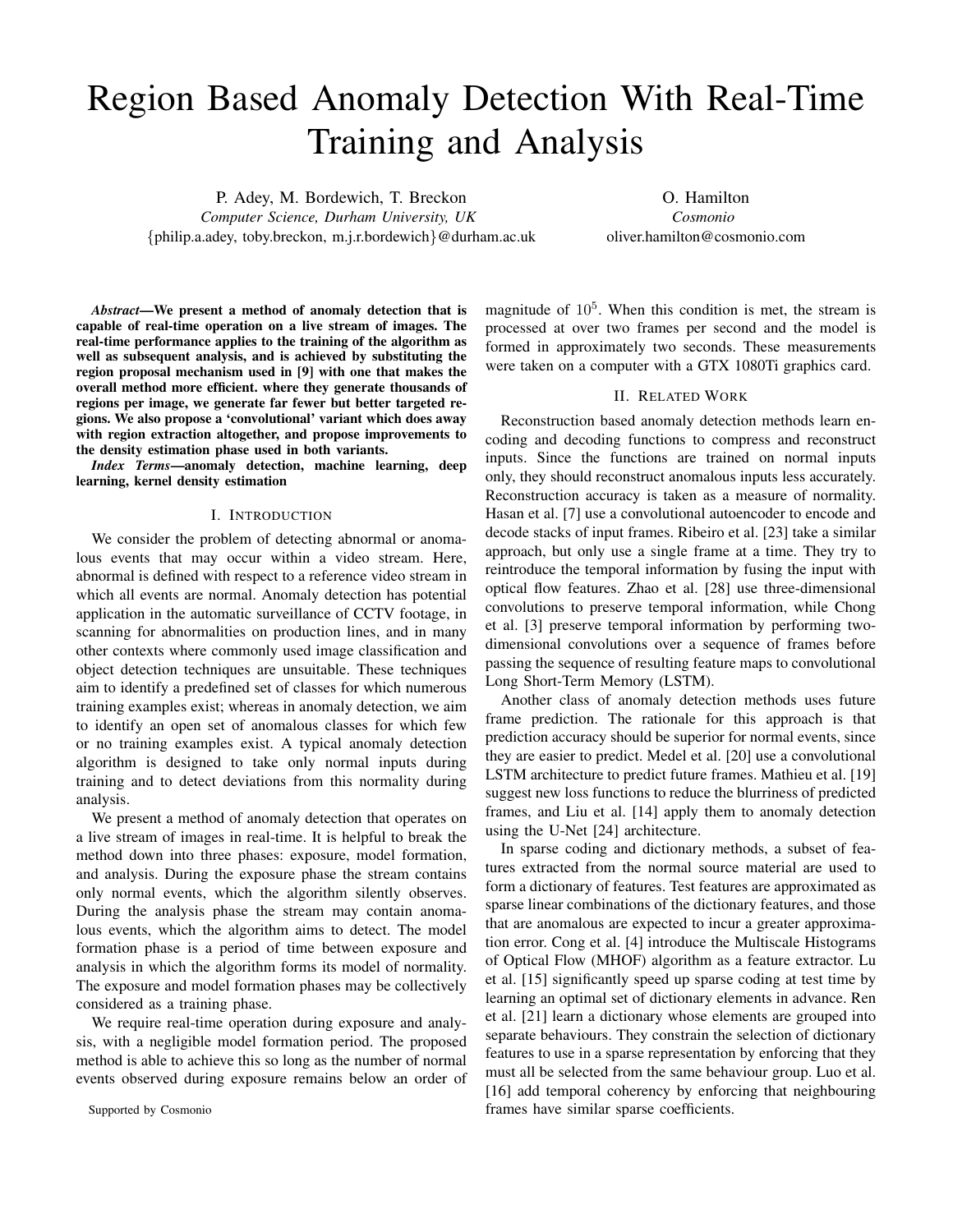# Region Based Anomaly Detection With Real-Time Training and Analysis

P. Adey, M. Bordewich, T. Breckon
*Computer Science, Durham University, UK*
{philip.a.adey, toby.breckon, m.j.r.bordewich}@durham.ac.uk

O. Hamilton
*Cosmonio*
oliver.hamilton@cosmonio.com

***Abstract*—We present a method of anomaly detection that is capable of real-time operation on a live stream of images. The real-time performance applies to the training of the algorithm as well as subsequent analysis, and is achieved by substituting the region proposal mechanism used in [9] with one that makes the overall method more efficient. where they generate thousands of regions per image, we generate far fewer but better targeted regions. We also propose a 'convolutional' variant which does away with region extraction altogether, and propose improvements to the density estimation phase used in both variants.**

***Index Terms*—anomaly detection, machine learning, deep learning, kernel density estimation**

## I. Introduction

We consider the problem of detecting abnormal or anomalous events that may occur within a video stream. Here, abnormal is defined with respect to a reference video stream in which all events are normal. Anomaly detection has potential application in the automatic surveillance of CCTV footage, in scanning for abnormalities on production lines, and in many other contexts where commonly used image classification and object detection techniques are unsuitable. These techniques aim to identify a predefined set of classes for which numerous training examples exist; whereas in anomaly detection, we aim to identify an open set of anomalous classes for which few or no training examples exist. A typical anomaly detection algorithm is designed to take only normal inputs during training and to detect deviations from this normality during analysis.

We present a method of anomaly detection that operates on a live stream of images in real-time. It is helpful to break the method down into three phases: exposure, model formation, and analysis. During the exposure phase the stream contains only normal events, which the algorithm silently observes. During the analysis phase the stream may contain anomalous events, which the algorithm aims to detect. The model formation phase is a period of time between exposure and analysis in which the algorithm forms its model of normality. The exposure and model formation phases may be collectively considered as a training phase.

We require real-time operation during exposure and analysis, with a negligible model formation period. The proposed method is able to achieve this so long as the number of normal events observed during exposure remains below an order of magnitude of $10^5$. When this condition is met, the stream is processed at over two frames per second and the model is formed in approximately two seconds. These measurements were taken on a computer with a GTX 1080Ti graphics card.

Supported by Cosmonio

## II. Related Work

Reconstruction based anomaly detection methods learn encoding and decoding functions to compress and reconstruct inputs. Since the functions are trained on normal inputs only, they should reconstruct anomalous inputs less accurately. Reconstruction accuracy is taken as a measure of normality. Hasan et al. [7] use a convolutional autoencoder to encode and decode stacks of input frames. Ribeiro et al. [23] take a similar approach, but only use a single frame at a time. They try to reintroduce the temporal information by fusing the input with optical flow features. Zhao et al. [28] use three-dimensional convolutions to preserve temporal information, while Chong et al. [3] preserve temporal information by performing two-dimensional convolutions over a sequence of frames before passing the sequence of resulting feature maps to convolutional Long Short-Term Memory (LSTM).

Another class of anomaly detection methods uses future frame prediction. The rationale for this approach is that prediction accuracy should be superior for normal events, since they are easier to predict. Medel et al. [20] use a convolutional LSTM architecture to predict future frames. Mathieu et al. [19] suggest new loss functions to reduce the blurriness of predicted frames, and Liu et al. [14] apply them to anomaly detection using the U-Net [24] architecture.

In sparse coding and dictionary methods, a subset of features extracted from the normal source material are used to form a dictionary of features. Test features are approximated as sparse linear combinations of the dictionary features, and those that are anomalous are expected to incur a greater approximation error. Cong et al. [4] introduce the Multiscale Histograms of Optical Flow (MHOF) algorithm as a feature extractor. Lu et al. [15] significantly speed up sparse coding at test time by learning an optimal set of dictionary elements in advance. Ren et al. [21] learn a dictionary whose elements are grouped into separate behaviours. They constrain the selection of dictionary features to use in a sparse representation by enforcing that they must all be selected from the same behaviour group. Luo et al. [16] add temporal coherency by enforcing that neighbouring frames have similar sparse coefficients.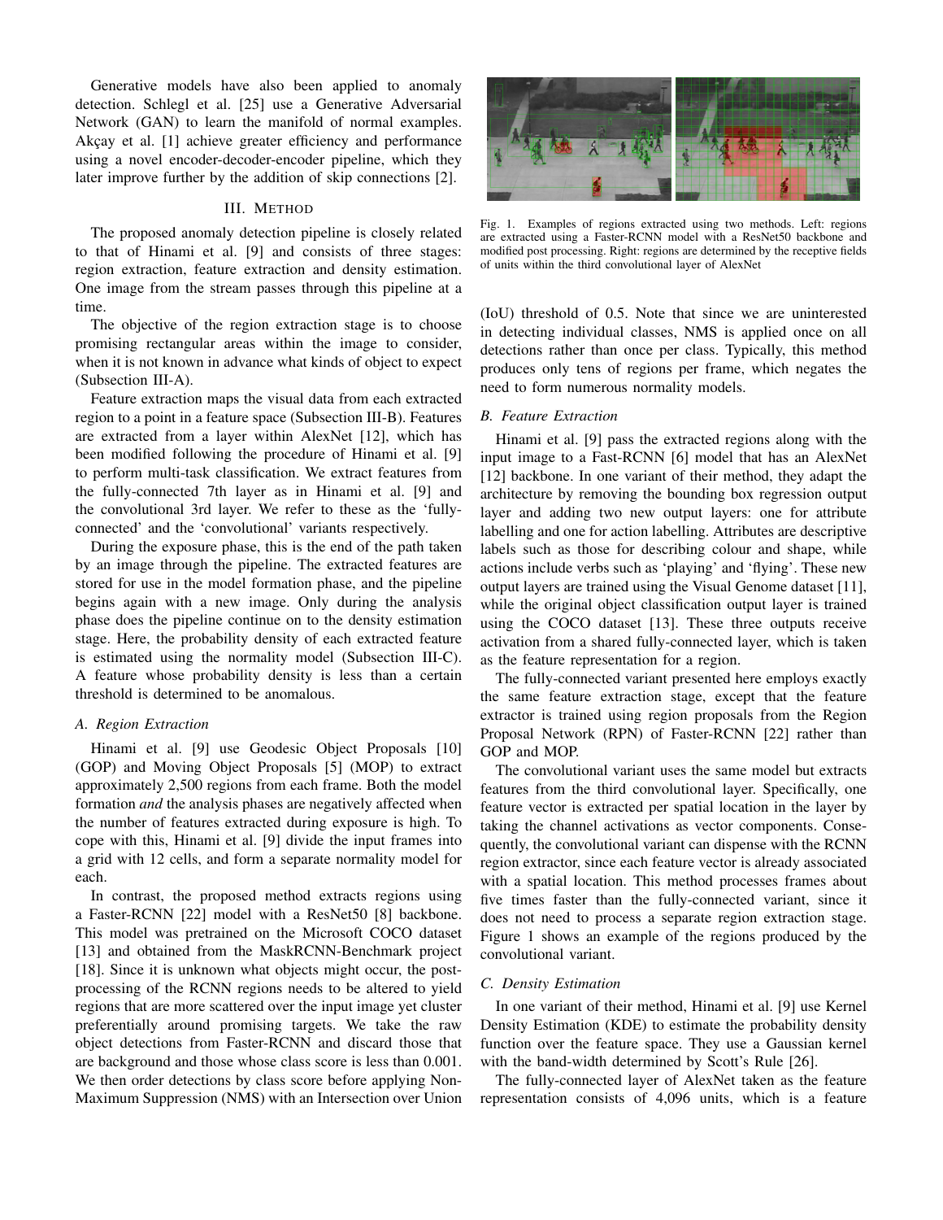Generative models have also been applied to anomaly detection. Schlegl et al. [25] use a Generative Adversarial Network (GAN) to learn the manifold of normal examples. Akçay et al. [1] achieve greater efficiency and performance using a novel encoder-decoder-encoder pipeline, which they later improve further by the addition of skip connections [2].

## III. Method

The proposed anomaly detection pipeline is closely related to that of Hinami et al. [9] and consists of three stages: region extraction, feature extraction and density estimation. One image from the stream passes through this pipeline at a time.

The objective of the region extraction stage is to choose promising rectangular areas within the image to consider, when it is not known in advance what kinds of object to expect (Subsection III-A).

Feature extraction maps the visual data from each extracted region to a point in a feature space (Subsection III-B). Features are extracted from a layer within AlexNet [12], which has been modified following the procedure of Hinami et al. [9] to perform multi-task classification. We extract features from the fully-connected 7th layer as in Hinami et al. [9] and the convolutional 3rd layer. We refer to these as the 'fully-connected' and the 'convolutional' variants respectively.

During the exposure phase, this is the end of the path taken by an image through the pipeline. The extracted features are stored for use in the model formation phase, and the pipeline begins again with a new image. Only during the analysis phase does the pipeline continue on to the density estimation stage. Here, the probability density of each extracted feature is estimated using the normality model (Subsection III-C). A feature whose probability density is less than a certain threshold is determined to be anomalous.

### A. Region Extraction

Hinami et al. [9] use Geodesic Object Proposals [10] (GOP) and Moving Object Proposals [5] (MOP) to extract approximately 2,500 regions from each frame. Both the model formation *and* the analysis phases are negatively affected when the number of features extracted during exposure is high. To cope with this, Hinami et al. [9] divide the input frames into a grid with 12 cells, and form a separate normality model for each.

In contrast, the proposed method extracts regions using a Faster-RCNN [22] model with a ResNet50 [8] backbone. This model was pretrained on the Microsoft COCO dataset [13] and obtained from the MaskRCNN-Benchmark project [18]. Since it is unknown what objects might occur, the post-processing of the RCNN regions needs to be altered to yield regions that are more scattered over the input image yet cluster preferentially around promising targets. We take the raw object detections from Faster-RCNN and discard those that are background and those whose class score is less than 0.001. We then order detections by class score before applying Non-Maximum Suppression (NMS) with an Intersection over Union (IoU) threshold of 0.5. Note that since we are uninterested in detecting individual classes, NMS is applied once on all detections rather than once per class. Typically, this method produces only tens of regions per frame, which negates the need to form numerous normality models.

Fig. 1. Examples of regions extracted using two methods. Left: regions are extracted using a Faster-RCNN model with a ResNet50 backbone and modified post processing. Right: regions are determined by the receptive fields of units within the third convolutional layer of AlexNet

### B. Feature Extraction

Hinami et al. [9] pass the extracted regions along with the input image to a Fast-RCNN [6] model that has an AlexNet [12] backbone. In one variant of their method, they adapt the architecture by removing the bounding box regression output layer and adding two new output layers: one for attribute labelling and one for action labelling. Attributes are descriptive labels such as those for describing colour and shape, while actions include verbs such as 'playing' and 'flying'. These new output layers are trained using the Visual Genome dataset [11], while the original object classification output layer is trained using the COCO dataset [13]. These three outputs receive activation from a shared fully-connected layer, which is taken as the feature representation for a region.

The fully-connected variant presented here employs exactly the same feature extraction stage, except that the feature extractor is trained using region proposals from the Region Proposal Network (RPN) of Faster-RCNN [22] rather than GOP and MOP.

The convolutional variant uses the same model but extracts features from the third convolutional layer. Specifically, one feature vector is extracted per spatial location in the layer by taking the channel activations as vector components. Consequently, the convolutional variant can dispense with the RCNN region extractor, since each feature vector is already associated with a spatial location. This method processes frames about five times faster than the fully-connected variant, since it does not need to process a separate region extraction stage. Figure 1 shows an example of the regions produced by the convolutional variant.

### C. Density Estimation

In one variant of their method, Hinami et al. [9] use Kernel Density Estimation (KDE) to estimate the probability density function over the feature space. They use a Gaussian kernel with the band-width determined by Scott's Rule [26].

The fully-connected layer of AlexNet taken as the feature representation consists of 4,096 units, which is a feature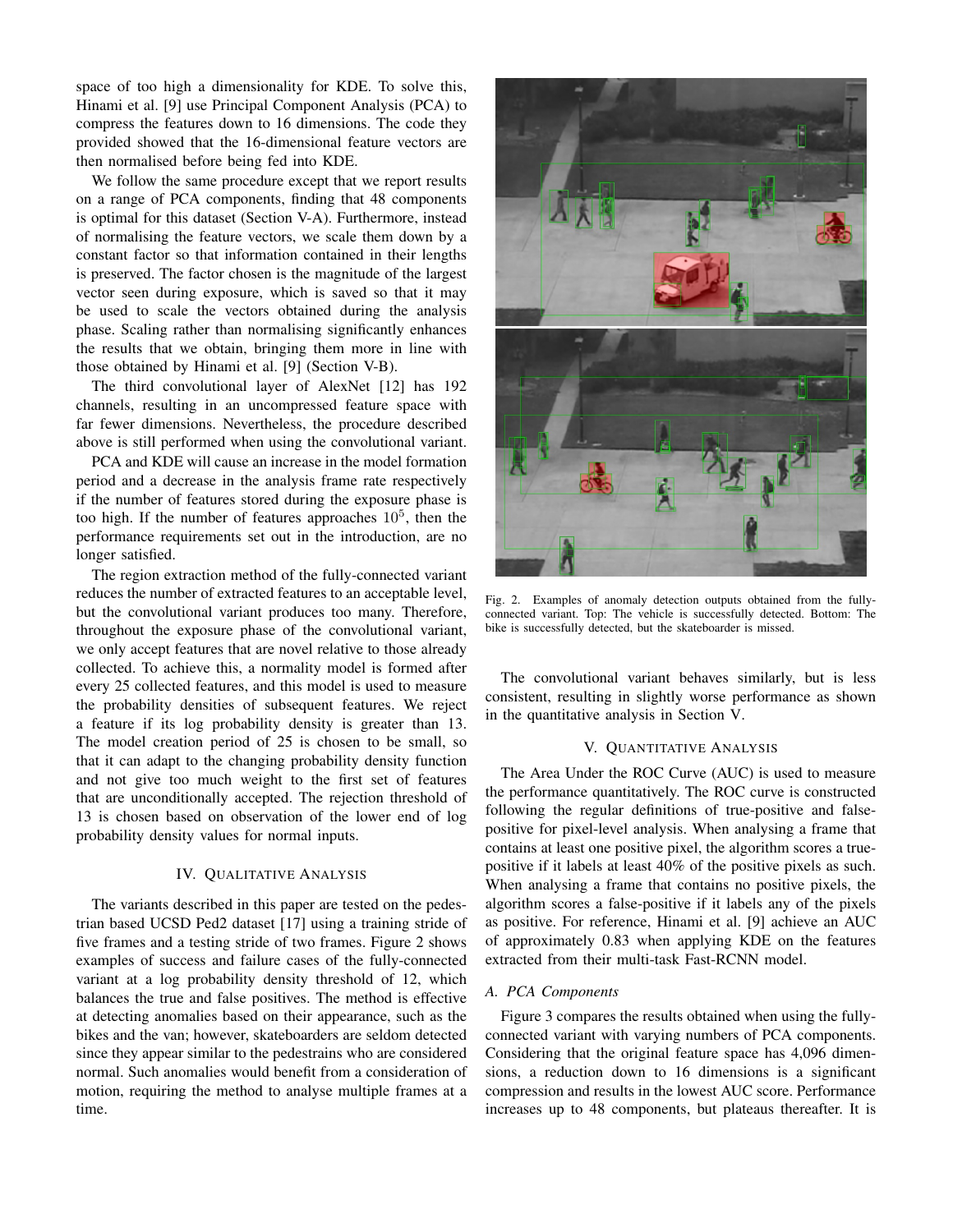space of too high a dimensionality for KDE. To solve this, Hinami et al. [9] use Principal Component Analysis (PCA) to compress the features down to 16 dimensions. The code they provided showed that the 16-dimensional feature vectors are then normalised before being fed into KDE.

We follow the same procedure except that we report results on a range of PCA components, finding that 48 components is optimal for this dataset (Section V-A). Furthermore, instead of normalising the feature vectors, we scale them down by a constant factor so that information contained in their lengths is preserved. The factor chosen is the magnitude of the largest vector seen during exposure, which is saved so that it may be used to scale the vectors obtained during the analysis phase. Scaling rather than normalising significantly enhances the results that we obtain, bringing them more in line with those obtained by Hinami et al. [9] (Section V-B).

The third convolutional layer of AlexNet [12] has 192 channels, resulting in an uncompressed feature space with far fewer dimensions. Nevertheless, the procedure described above is still performed when using the convolutional variant.

PCA and KDE will cause an increase in the model formation period and a decrease in the analysis frame rate respectively if the number of features stored during the exposure phase is too high. If the number of features approaches $10^5$, then the performance requirements set out in the introduction, are no longer satisfied.

The region extraction method of the fully-connected variant reduces the number of extracted features to an acceptable level, but the convolutional variant produces too many. Therefore, throughout the exposure phase of the convolutional variant, we only accept features that are novel relative to those already collected. To achieve this, a normality model is formed after every 25 collected features, and this model is used to measure the probability densities of subsequent features. We reject a feature if its log probability density is greater than 13. The model creation period of 25 is chosen to be small, so that it can adapt to the changing probability density function and not give too much weight to the first set of features that are unconditionally accepted. The rejection threshold of 13 is chosen based on observation of the lower end of log probability density values for normal inputs.

## IV. Qualitative Analysis

The variants described in this paper are tested on the pedestrian based UCSD Ped2 dataset [17] using a training stride of five frames and a testing stride of two frames. Figure 2 shows examples of success and failure cases of the fully-connected variant at a log probability density threshold of 12, which balances the true and false positives. The method is effective at detecting anomalies based on their appearance, such as the bikes and the van; however, skateboarders are seldom detected since they appear similar to the pedestrains who are considered normal. Such anomalies would benefit from a consideration of motion, requiring the method to analyse multiple frames at a time.

Fig. 2. Examples of anomaly detection outputs obtained from the fully-connected variant. Top: The vehicle is successfully detected. Bottom: The bike is successfully detected, but the skateboarder is missed.

The convolutional variant behaves similarly, but is less consistent, resulting in slightly worse performance as shown in the quantitative analysis in Section V.

## V. Quantitative Analysis

The Area Under the ROC Curve (AUC) is used to measure the performance quantitatively. The ROC curve is constructed following the regular definitions of true-positive and false-positive for pixel-level analysis. When analysing a frame that contains at least one positive pixel, the algorithm scores a true-positive if it labels at least 40% of the positive pixels as such. When analysing a frame that contains no positive pixels, the algorithm scores a false-positive if it labels any of the pixels as positive. For reference, Hinami et al. [9] achieve an AUC of approximately 0.83 when applying KDE on the features extracted from their multi-task Fast-RCNN model.

### A. PCA Components

Figure 3 compares the results obtained when using the fully-connected variant with varying numbers of PCA components. Considering that the original feature space has 4,096 dimensions, a reduction down to 16 dimensions is a significant compression and results in the lowest AUC score. Performance increases up to 48 components, but plateaus thereafter. It is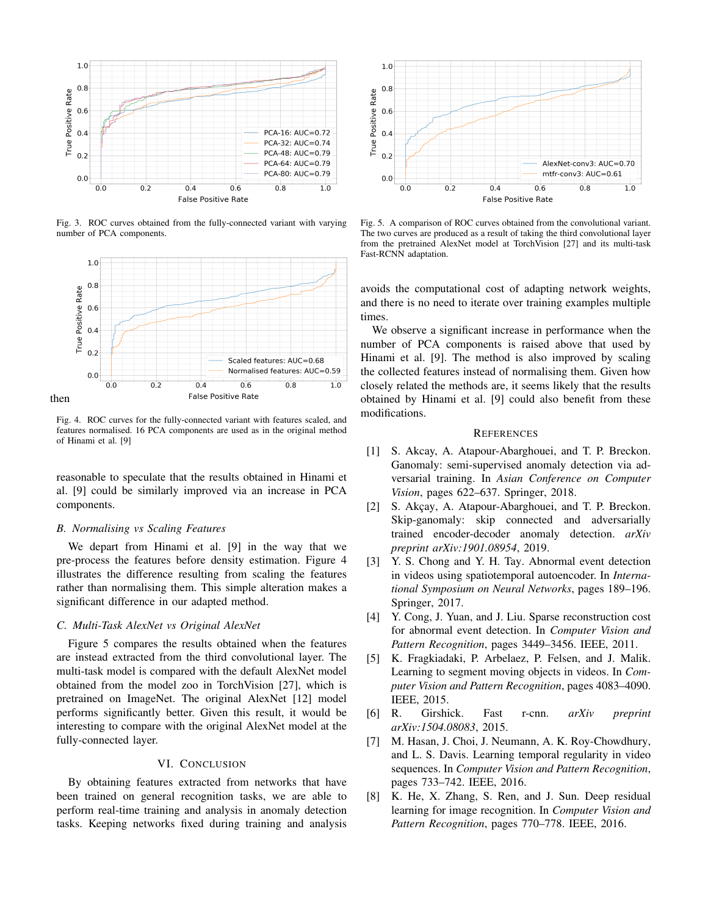Fig. 3. ROC curves obtained from the fully-connected variant with varying number of PCA components.

then

Fig. 4. ROC curves for the fully-connected variant with features scaled, and features normalised. 16 PCA components are used as in the original method of Hinami et al. [9]

reasonable to speculate that the results obtained in Hinami et al. [9] could be similarly improved via an increase in PCA components.

### B. Normalising vs Scaling Features

We depart from Hinami et al. [9] in the way that we pre-process the features before density estimation. Figure 4 illustrates the difference resulting from scaling the features rather than normalising them. This simple alteration makes a significant difference in our adapted method.

### C. Multi-Task AlexNet vs Original AlexNet

Figure 5 compares the results obtained when the features are instead extracted from the third convolutional layer. The multi-task model is compared with the default AlexNet model obtained from the model zoo in TorchVision [27], which is pretrained on ImageNet. The original AlexNet [12] model performs significantly better. Given this result, it would be interesting to compare with the original AlexNet model at the fully-connected layer.

## VI. Conclusion

By obtaining features extracted from networks that have been trained on general recognition tasks, we are able to perform real-time training and analysis in anomaly detection tasks. Keeping networks fixed during training and analysis

Fig. 5. A comparison of ROC curves obtained from the convolutional variant. The two curves are produced as a result of taking the third convolutional layer from the pretrained AlexNet model at TorchVision [27] and its multi-task Fast-RCNN adaptation.

avoids the computational cost of adapting network weights, and there is no need to iterate over training examples multiple times.

We observe a significant increase in performance when the number of PCA components is raised above that used by Hinami et al. [9]. The method is also improved by scaling the collected features instead of normalising them. Given how closely related the methods are, it seems likely that the results obtained by Hinami et al. [9] could also benefit from these modifications.

## References

[1] S. Akcay, A. Atapour-Abarghouei, and T. P. Breckon. Ganomaly: semi-supervised anomaly detection via adversarial training. In *Asian Conference on Computer Vision*, pages 622–637. Springer, 2018.

[2] S. Akçay, A. Atapour-Abarghouei, and T. P. Breckon. Skip-ganomaly: skip connected and adversarially trained encoder-decoder anomaly detection. *arXiv preprint arXiv:1901.08954*, 2019.

[3] Y. S. Chong and Y. H. Tay. Abnormal event detection in videos using spatiotemporal autoencoder. In *International Symposium on Neural Networks*, pages 189–196. Springer, 2017.

[4] Y. Cong, J. Yuan, and J. Liu. Sparse reconstruction cost for abnormal event detection. In *Computer Vision and Pattern Recognition*, pages 3449–3456. IEEE, 2011.

[5] K. Fragkiadaki, P. Arbelaez, P. Felsen, and J. Malik. Learning to segment moving objects in videos. In *Computer Vision and Pattern Recognition*, pages 4083–4090. IEEE, 2015.

[6] R. Girshick. Fast r-cnn. *arXiv preprint arXiv:1504.08083*, 2015.

[7] M. Hasan, J. Choi, J. Neumann, A. K. Roy-Chowdhury, and L. S. Davis. Learning temporal regularity in video sequences. In *Computer Vision and Pattern Recognition*, pages 733–742. IEEE, 2016.

[8] K. He, X. Zhang, S. Ren, and J. Sun. Deep residual learning for image recognition. In *Computer Vision and Pattern Recognition*, pages 770–778. IEEE, 2016.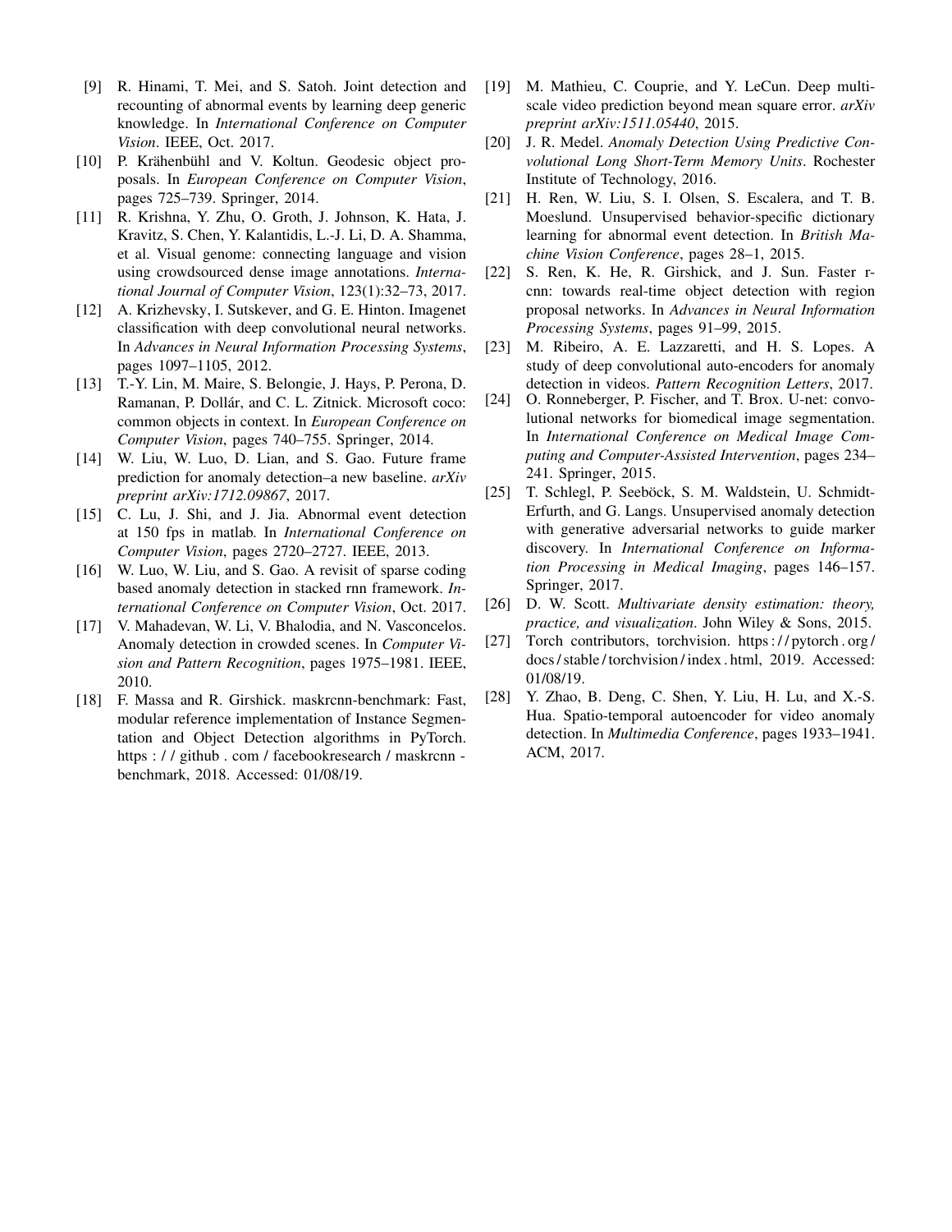[9] R. Hinami, T. Mei, and S. Satoh. Joint detection and recounting of abnormal events by learning deep generic knowledge. In *International Conference on Computer Vision*. IEEE, Oct. 2017.

[10] P. Krähenbühl and V. Koltun. Geodesic object proposals. In *European Conference on Computer Vision*, pages 725–739. Springer, 2014.

[11] R. Krishna, Y. Zhu, O. Groth, J. Johnson, K. Hata, J. Kravitz, S. Chen, Y. Kalantidis, L.-J. Li, D. A. Shamma, et al. Visual genome: connecting language and vision using crowdsourced dense image annotations. *International Journal of Computer Vision*, 123(1):32–73, 2017.

[12] A. Krizhevsky, I. Sutskever, and G. E. Hinton. Imagenet classification with deep convolutional neural networks. In *Advances in Neural Information Processing Systems*, pages 1097–1105, 2012.

[13] T.-Y. Lin, M. Maire, S. Belongie, J. Hays, P. Perona, D. Ramanan, P. Dollár, and C. L. Zitnick. Microsoft coco: common objects in context. In *European Conference on Computer Vision*, pages 740–755. Springer, 2014.

[14] W. Liu, W. Luo, D. Lian, and S. Gao. Future frame prediction for anomaly detection–a new baseline. *arXiv preprint arXiv:1712.09867*, 2017.

[15] C. Lu, J. Shi, and J. Jia. Abnormal event detection at 150 fps in matlab. In *International Conference on Computer Vision*, pages 2720–2727. IEEE, 2013.

[16] W. Luo, W. Liu, and S. Gao. A revisit of sparse coding based anomaly detection in stacked rnn framework. *International Conference on Computer Vision*, Oct. 2017.

[17] V. Mahadevan, W. Li, V. Bhalodia, and N. Vasconcelos. Anomaly detection in crowded scenes. In *Computer Vision and Pattern Recognition*, pages 1975–1981. IEEE, 2010.

[18] F. Massa and R. Girshick. maskrcnn-benchmark: Fast, modular reference implementation of Instance Segmentation and Object Detection algorithms in PyTorch. https://github.com/facebookresearch/maskrcnn-benchmark, 2018. Accessed: 01/08/19.

[19] M. Mathieu, C. Couprie, and Y. LeCun. Deep multi-scale video prediction beyond mean square error. *arXiv preprint arXiv:1511.05440*, 2015.

[20] J. R. Medel. *Anomaly Detection Using Predictive Convolutional Long Short-Term Memory Units*. Rochester Institute of Technology, 2016.

[21] H. Ren, W. Liu, S. I. Olsen, S. Escalera, and T. B. Moeslund. Unsupervised behavior-specific dictionary learning for abnormal event detection. In *British Machine Vision Conference*, pages 28–1, 2015.

[22] S. Ren, K. He, R. Girshick, and J. Sun. Faster r-cnn: towards real-time object detection with region proposal networks. In *Advances in Neural Information Processing Systems*, pages 91–99, 2015.

[23] M. Ribeiro, A. E. Lazzaretti, and H. S. Lopes. A study of deep convolutional auto-encoders for anomaly detection in videos. *Pattern Recognition Letters*, 2017.

[24] O. Ronneberger, P. Fischer, and T. Brox. U-net: convolutional networks for biomedical image segmentation. In *International Conference on Medical Image Computing and Computer-Assisted Intervention*, pages 234–241. Springer, 2015.

[25] T. Schlegl, P. Seeböck, S. M. Waldstein, U. Schmidt-Erfurth, and G. Langs. Unsupervised anomaly detection with generative adversarial networks to guide marker discovery. In *International Conference on Information Processing in Medical Imaging*, pages 146–157. Springer, 2017.

[26] D. W. Scott. *Multivariate density estimation: theory, practice, and visualization*. John Wiley & Sons, 2015.

[27] Torch contributors, torchvision. https://pytorch.org/docs/stable/torchvision/index.html, 2019. Accessed: 01/08/19.

[28] Y. Zhao, B. Deng, C. Shen, Y. Liu, H. Lu, and X.-S. Hua. Spatio-temporal autoencoder for video anomaly detection. In *Multimedia Conference*, pages 1933–1941. ACM, 2017.